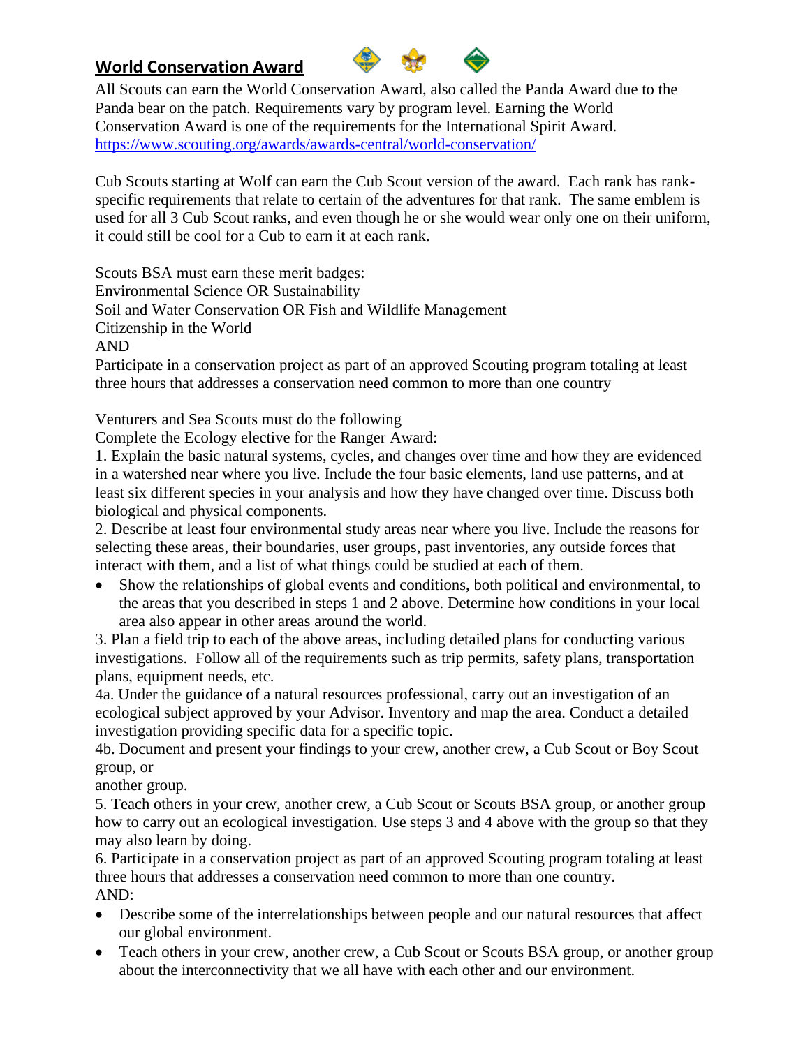# World Conservation Award

All Scouts can earn the World Conservation Award, also called the Panda Award due to the Panda bear on the patch. Requirements vary by program level. Earning the World Conservation Award is one of the requirements for the International Spirit Award.
https://www.scouting.org/awards/awards-central/world-conservation/

Cub Scouts starting at Wolf can earn the Cub Scout version of the award. Each rank has rank-specific requirements that relate to certain of the adventures for that rank. The same emblem is used for all 3 Cub Scout ranks, and even though he or she would wear only one on their uniform, it could still be cool for a Cub to earn it at each rank.

Scouts BSA must earn these merit badges:
Environmental Science OR Sustainability
Soil and Water Conservation OR Fish and Wildlife Management
Citizenship in the World
AND
Participate in a conservation project as part of an approved Scouting program totaling at least three hours that addresses a conservation need common to more than one country

Venturers and Sea Scouts must do the following
Complete the Ecology elective for the Ranger Award:

1. Explain the basic natural systems, cycles, and changes over time and how they are evidenced in a watershed near where you live. Include the four basic elements, land use patterns, and at least six different species in your analysis and how they have changed over time. Discuss both biological and physical components.
2. Describe at least four environmental study areas near where you live. Include the reasons for selecting these areas, their boundaries, user groups, past inventories, any outside forces that interact with them, and a list of what things could be studied at each of them.
   - Show the relationships of global events and conditions, both political and environmental, to the areas that you described in steps 1 and 2 above. Determine how conditions in your local area also appear in other areas around the world.
3. Plan a field trip to each of the above areas, including detailed plans for conducting various investigations. Follow all of the requirements such as trip permits, safety plans, transportation plans, equipment needs, etc.

4a. Under the guidance of a natural resources professional, carry out an investigation of an ecological subject approved by your Advisor. Inventory and map the area. Conduct a detailed investigation providing specific data for a specific topic.
4b. Document and present your findings to your crew, another crew, a Cub Scout or Boy Scout group, or
another group.

5. Teach others in your crew, another crew, a Cub Scout or Scouts BSA group, or another group how to carry out an ecological investigation. Use steps 3 and 4 above with the group so that they may also learn by doing.
6. Participate in a conservation project as part of an approved Scouting program totaling at least three hours that addresses a conservation need common to more than one country.

AND:

- Describe some of the interrelationships between people and our natural resources that affect our global environment.
- Teach others in your crew, another crew, a Cub Scout or Scouts BSA group, or another group about the interconnectivity that we all have with each other and our environment.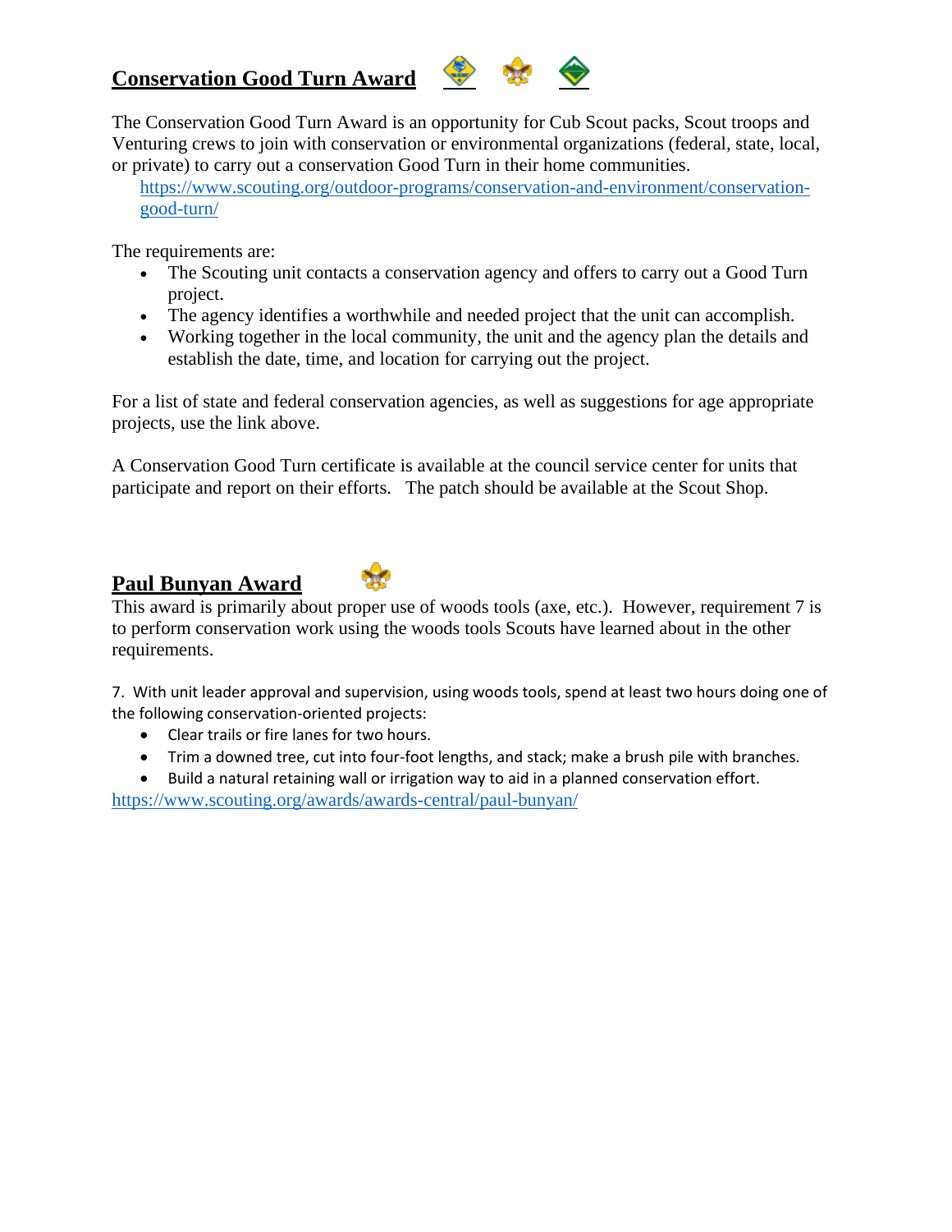## **Conservation Good Turn Award**

The Conservation Good Turn Award is an opportunity for Cub Scout packs, Scout troops and Venturing crews to join with conservation or environmental organizations (federal, state, local, or private) to carry out a conservation Good Turn in their home communities.

https://www.scouting.org/outdoor-programs/conservation-and-environment/conservation-good-turn/

The requirements are:

- The Scouting unit contacts a conservation agency and offers to carry out a Good Turn project.
- The agency identifies a worthwhile and needed project that the unit can accomplish.
- Working together in the local community, the unit and the agency plan the details and establish the date, time, and location for carrying out the project.

For a list of state and federal conservation agencies, as well as suggestions for age appropriate projects, use the link above.

A Conservation Good Turn certificate is available at the council service center for units that participate and report on their efforts. The patch should be available at the Scout Shop.

## **Paul Bunyan Award**

This award is primarily about proper use of woods tools (axe, etc.). However, requirement 7 is to perform conservation work using the woods tools Scouts have learned about in the other requirements.

7. With unit leader approval and supervision, using woods tools, spend at least two hours doing one of the following conservation-oriented projects:

- Clear trails or fire lanes for two hours.
- Trim a downed tree, cut into four-foot lengths, and stack; make a brush pile with branches.
- Build a natural retaining wall or irrigation way to aid in a planned conservation effort.

https://www.scouting.org/awards/awards-central/paul-bunyan/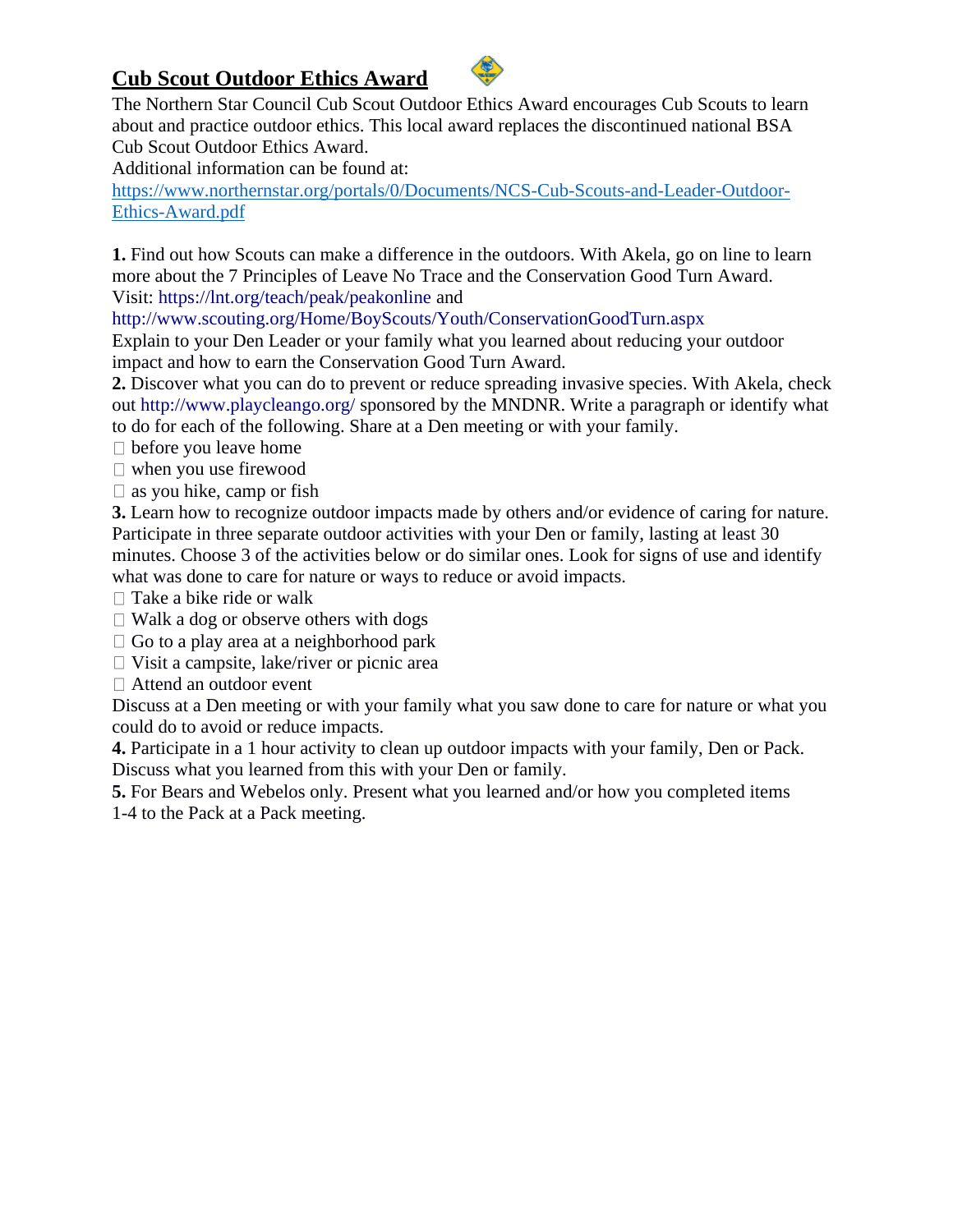# Cub Scout Outdoor Ethics Award

The Northern Star Council Cub Scout Outdoor Ethics Award encourages Cub Scouts to learn about and practice outdoor ethics. This local award replaces the discontinued national BSA Cub Scout Outdoor Ethics Award.

Additional information can be found at:
https://www.northernstar.org/portals/0/Documents/NCS-Cub-Scouts-and-Leader-Outdoor-Ethics-Award.pdf

**1.** Find out how Scouts can make a difference in the outdoors. With Akela, go on line to learn more about the 7 Principles of Leave No Trace and the Conservation Good Turn Award. Visit: https://lnt.org/teach/peak/peakonline and http://www.scouting.org/Home/BoyScouts/Youth/ConservationGoodTurn.aspx
Explain to your Den Leader or your family what you learned about reducing your outdoor impact and how to earn the Conservation Good Turn Award.

**2.** Discover what you can do to prevent or reduce spreading invasive species. With Akela, check out http://www.playcleango.org/ sponsored by the MNDNR. Write a paragraph or identify what to do for each of the following. Share at a Den meeting or with your family.

- ☐ before you leave home
- ☐ when you use firewood
- ☐ as you hike, camp or fish

**3.** Learn how to recognize outdoor impacts made by others and/or evidence of caring for nature. Participate in three separate outdoor activities with your Den or family, lasting at least 30 minutes. Choose 3 of the activities below or do similar ones. Look for signs of use and identify what was done to care for nature or ways to reduce or avoid impacts.

- ☐ Take a bike ride or walk
- ☐ Walk a dog or observe others with dogs
- ☐ Go to a play area at a neighborhood park
- ☐ Visit a campsite, lake/river or picnic area
- ☐ Attend an outdoor event

Discuss at a Den meeting or with your family what you saw done to care for nature or what you could do to avoid or reduce impacts.

**4.** Participate in a 1 hour activity to clean up outdoor impacts with your family, Den or Pack. Discuss what you learned from this with your Den or family.

**5.** For Bears and Webelos only. Present what you learned and/or how you completed items 1-4 to the Pack at a Pack meeting.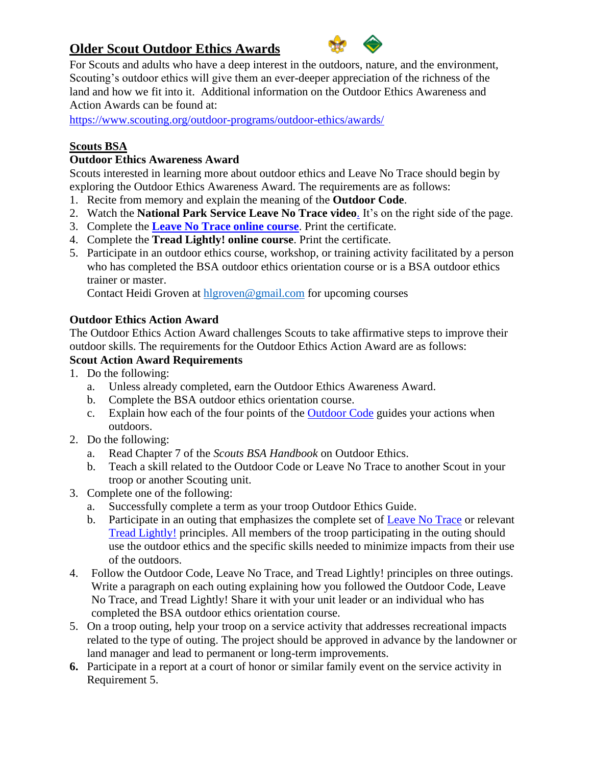# Older Scout Outdoor Ethics Awards

For Scouts and adults who have a deep interest in the outdoors, nature, and the environment, Scouting's outdoor ethics will give them an ever-deeper appreciation of the richness of the land and how we fit into it. Additional information on the Outdoor Ethics Awareness and Action Awards can be found at:
https://www.scouting.org/outdoor-programs/outdoor-ethics/awards/

## Scouts BSA

### Outdoor Ethics Awareness Award

Scouts interested in learning more about outdoor ethics and Leave No Trace should begin by exploring the Outdoor Ethics Awareness Award. The requirements are as follows:

1. Recite from memory and explain the meaning of the **Outdoor Code**.
2. Watch the **National Park Service Leave No Trace video**. It's on the right side of the page.
3. Complete the **Leave No Trace online course**. Print the certificate.
4. Complete the **Tread Lightly! online course**. Print the certificate.
5. Participate in an outdoor ethics course, workshop, or training activity facilitated by a person who has completed the BSA outdoor ethics orientation course or is a BSA outdoor ethics trainer or master.
   Contact Heidi Groven at hlgroven@gmail.com for upcoming courses

### Outdoor Ethics Action Award

The Outdoor Ethics Action Award challenges Scouts to take affirmative steps to improve their outdoor skills. The requirements for the Outdoor Ethics Action Award are as follows:

**Scout Action Award Requirements**

1. Do the following:
   a. Unless already completed, earn the Outdoor Ethics Awareness Award.
   b. Complete the BSA outdoor ethics orientation course.
   c. Explain how each of the four points of the Outdoor Code guides your actions when outdoors.
2. Do the following:
   a. Read Chapter 7 of the *Scouts BSA Handbook* on Outdoor Ethics.
   b. Teach a skill related to the Outdoor Code or Leave No Trace to another Scout in your troop or another Scouting unit.
3. Complete one of the following:
   a. Successfully complete a term as your troop Outdoor Ethics Guide.
   b. Participate in an outing that emphasizes the complete set of Leave No Trace or relevant Tread Lightly! principles. All members of the troop participating in the outing should use the outdoor ethics and the specific skills needed to minimize impacts from their use of the outdoors.
4. Follow the Outdoor Code, Leave No Trace, and Tread Lightly! principles on three outings. Write a paragraph on each outing explaining how you followed the Outdoor Code, Leave No Trace, and Tread Lightly! Share it with your unit leader or an individual who has completed the BSA outdoor ethics orientation course.
5. On a troop outing, help your troop on a service activity that addresses recreational impacts related to the type of outing. The project should be approved in advance by the landowner or land manager and lead to permanent or long-term improvements.
6. Participate in a report at a court of honor or similar family event on the service activity in Requirement 5.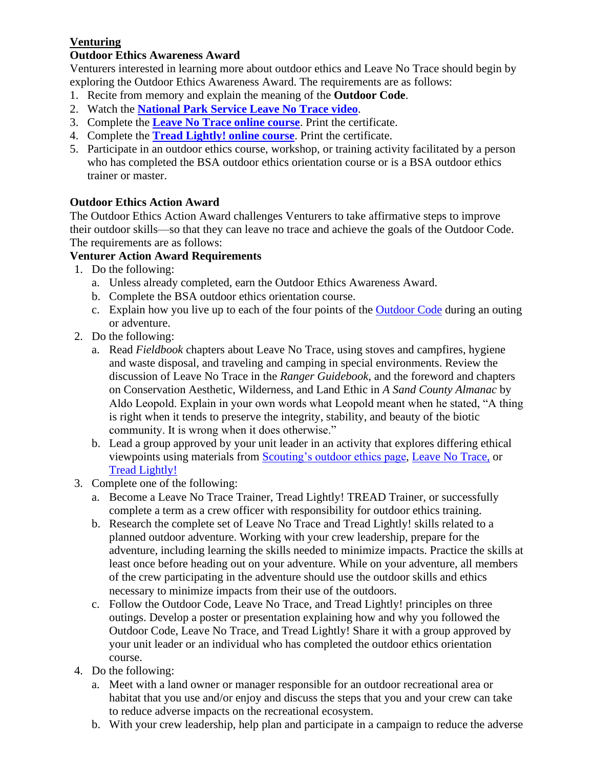## Venturing

### Outdoor Ethics Awareness Award

Venturers interested in learning more about outdoor ethics and Leave No Trace should begin by exploring the Outdoor Ethics Awareness Award. The requirements are as follows:

1. Recite from memory and explain the meaning of the **Outdoor Code**.
2. Watch the **National Park Service Leave No Trace video**.
3. Complete the **Leave No Trace online course**. Print the certificate.
4. Complete the **Tread Lightly! online course**. Print the certificate.
5. Participate in an outdoor ethics course, workshop, or training activity facilitated by a person who has completed the BSA outdoor ethics orientation course or is a BSA outdoor ethics trainer or master.

### Outdoor Ethics Action Award

The Outdoor Ethics Action Award challenges Venturers to take affirmative steps to improve their outdoor skills—so that they can leave no trace and achieve the goals of the Outdoor Code. The requirements are as follows:

**Venturer Action Award Requirements**

1. Do the following:
   a. Unless already completed, earn the Outdoor Ethics Awareness Award.
   b. Complete the BSA outdoor ethics orientation course.
   c. Explain how you live up to each of the four points of the Outdoor Code during an outing or adventure.
2. Do the following:
   a. Read *Fieldbook* chapters about Leave No Trace, using stoves and campfires, hygiene and waste disposal, and traveling and camping in special environments. Review the discussion of Leave No Trace in the *Ranger Guidebook*, and the foreword and chapters on Conservation Aesthetic, Wilderness, and Land Ethic in *A Sand County Almanac* by Aldo Leopold. Explain in your own words what Leopold meant when he stated, "A thing is right when it tends to preserve the integrity, stability, and beauty of the biotic community. It is wrong when it does otherwise."
   b. Lead a group approved by your unit leader in an activity that explores differing ethical viewpoints using materials from Scouting's outdoor ethics page, Leave No Trace, or Tread Lightly!
3. Complete one of the following:
   a. Become a Leave No Trace Trainer, Tread Lightly! TREAD Trainer, or successfully complete a term as a crew officer with responsibility for outdoor ethics training.
   b. Research the complete set of Leave No Trace and Tread Lightly! skills related to a planned outdoor adventure. Working with your crew leadership, prepare for the adventure, including learning the skills needed to minimize impacts. Practice the skills at least once before heading out on your adventure. While on your adventure, all members of the crew participating in the adventure should use the outdoor skills and ethics necessary to minimize impacts from their use of the outdoors.
   c. Follow the Outdoor Code, Leave No Trace, and Tread Lightly! principles on three outings. Develop a poster or presentation explaining how and why you followed the Outdoor Code, Leave No Trace, and Tread Lightly! Share it with a group approved by your unit leader or an individual who has completed the outdoor ethics orientation course.
4. Do the following:
   a. Meet with a land owner or manager responsible for an outdoor recreational area or habitat that you use and/or enjoy and discuss the steps that you and your crew can take to reduce adverse impacts on the recreational ecosystem.
   b. With your crew leadership, help plan and participate in a campaign to reduce the adverse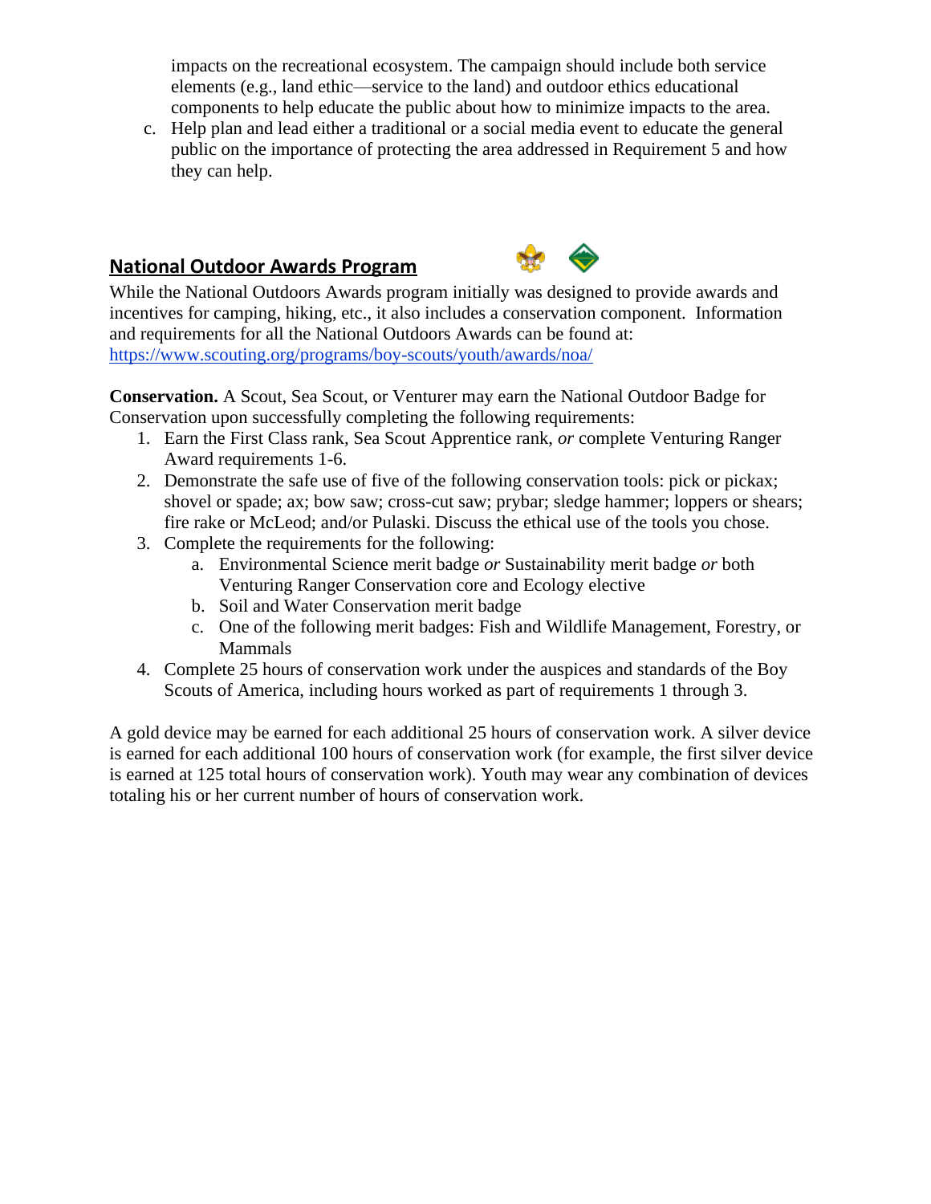impacts on the recreational ecosystem. The campaign should include both service elements (e.g., land ethic—service to the land) and outdoor ethics educational components to help educate the public about how to minimize impacts to the area.

c. Help plan and lead either a traditional or a social media event to educate the general public on the importance of protecting the area addressed in Requirement 5 and how they can help.

## National Outdoor Awards Program

While the National Outdoors Awards program initially was designed to provide awards and incentives for camping, hiking, etc., it also includes a conservation component. Information and requirements for all the National Outdoors Awards can be found at: [https://www.scouting.org/programs/boy-scouts/youth/awards/noa/](https://www.scouting.org/programs/boy-scouts/youth/awards/noa/)

**Conservation.** A Scout, Sea Scout, or Venturer may earn the National Outdoor Badge for Conservation upon successfully completing the following requirements:

1. Earn the First Class rank, Sea Scout Apprentice rank, *or* complete Venturing Ranger Award requirements 1-6.
2. Demonstrate the safe use of five of the following conservation tools: pick or pickax; shovel or spade; ax; bow saw; cross-cut saw; prybar; sledge hammer; loppers or shears; fire rake or McLeod; and/or Pulaski. Discuss the ethical use of the tools you chose.
3. Complete the requirements for the following:
   a. Environmental Science merit badge *or* Sustainability merit badge *or* both Venturing Ranger Conservation core and Ecology elective
   b. Soil and Water Conservation merit badge
   c. One of the following merit badges: Fish and Wildlife Management, Forestry, or Mammals
4. Complete 25 hours of conservation work under the auspices and standards of the Boy Scouts of America, including hours worked as part of requirements 1 through 3.

A gold device may be earned for each additional 25 hours of conservation work. A silver device is earned for each additional 100 hours of conservation work (for example, the first silver device is earned at 125 total hours of conservation work). Youth may wear any combination of devices totaling his or her current number of hours of conservation work.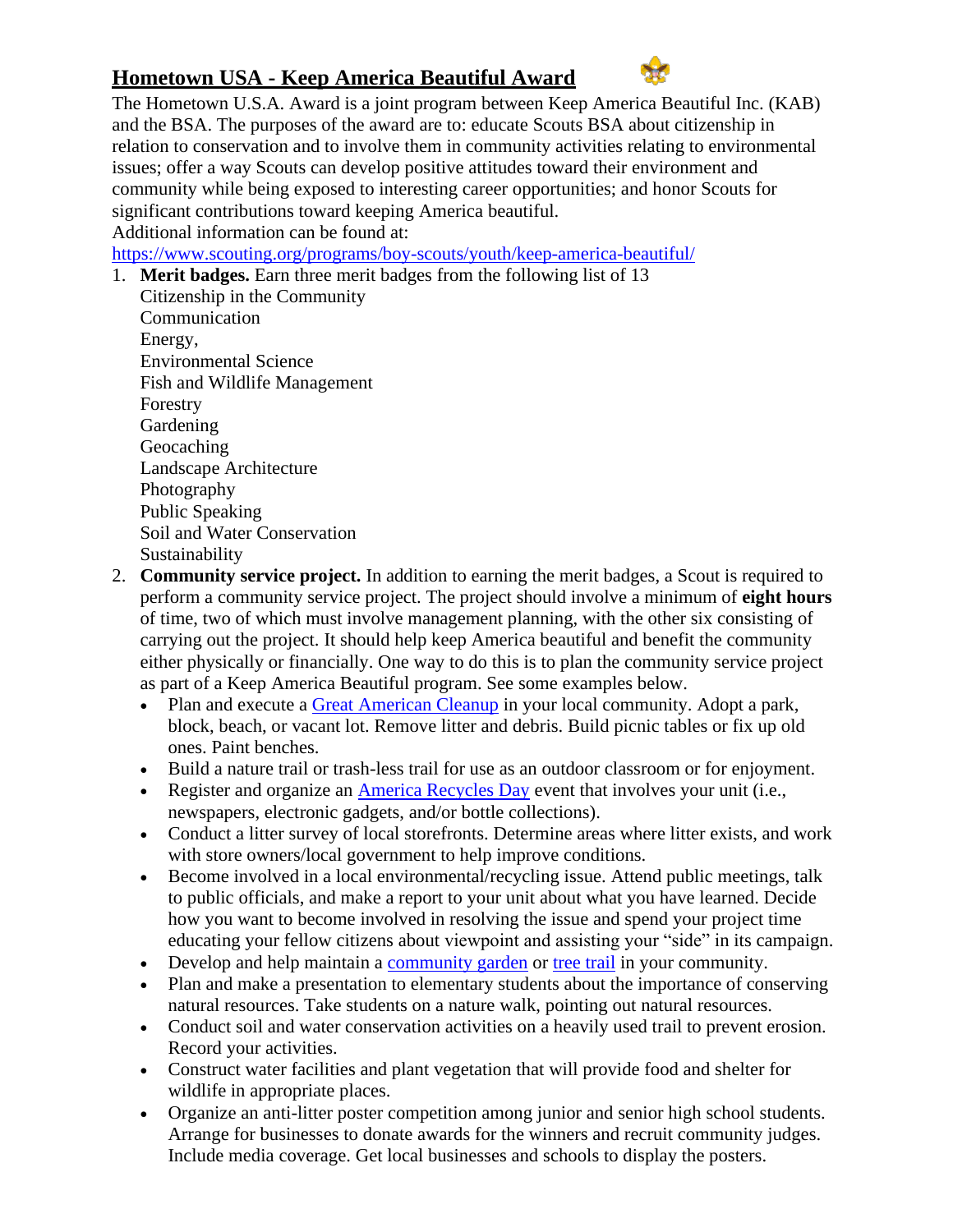# Hometown USA - Keep America Beautiful Award

The Hometown U.S.A. Award is a joint program between Keep America Beautiful Inc. (KAB) and the BSA. The purposes of the award are to: educate Scouts BSA about citizenship in relation to conservation and to involve them in community activities relating to environmental issues; offer a way Scouts can develop positive attitudes toward their environment and community while being exposed to interesting career opportunities; and honor Scouts for significant contributions toward keeping America beautiful.
Additional information can be found at:
https://www.scouting.org/programs/boy-scouts/youth/keep-america-beautiful/

1. **Merit badges.** Earn three merit badges from the following list of 13
   Citizenship in the Community
   Communication
   Energy,
   Environmental Science
   Fish and Wildlife Management
   Forestry
   Gardening
   Geocaching
   Landscape Architecture
   Photography
   Public Speaking
   Soil and Water Conservation
   Sustainability
2. **Community service project.** In addition to earning the merit badges, a Scout is required to perform a community service project. The project should involve a minimum of **eight hours** of time, two of which must involve management planning, with the other six consisting of carrying out the project. It should help keep America beautiful and benefit the community either physically or financially. One way to do this is to plan the community service project as part of a Keep America Beautiful program. See some examples below.
   - Plan and execute a Great American Cleanup in your local community. Adopt a park, block, beach, or vacant lot. Remove litter and debris. Build picnic tables or fix up old ones. Paint benches.
   - Build a nature trail or trash-less trail for use as an outdoor classroom or for enjoyment.
   - Register and organize an America Recycles Day event that involves your unit (i.e., newspapers, electronic gadgets, and/or bottle collections).
   - Conduct a litter survey of local storefronts. Determine areas where litter exists, and work with store owners/local government to help improve conditions.
   - Become involved in a local environmental/recycling issue. Attend public meetings, talk to public officials, and make a report to your unit about what you have learned. Decide how you want to become involved in resolving the issue and spend your project time educating your fellow citizens about viewpoint and assisting your "side" in its campaign.
   - Develop and help maintain a community garden or tree trail in your community.
   - Plan and make a presentation to elementary students about the importance of conserving natural resources. Take students on a nature walk, pointing out natural resources.
   - Conduct soil and water conservation activities on a heavily used trail to prevent erosion. Record your activities.
   - Construct water facilities and plant vegetation that will provide food and shelter for wildlife in appropriate places.
   - Organize an anti-litter poster competition among junior and senior high school students. Arrange for businesses to donate awards for the winners and recruit community judges. Include media coverage. Get local businesses and schools to display the posters.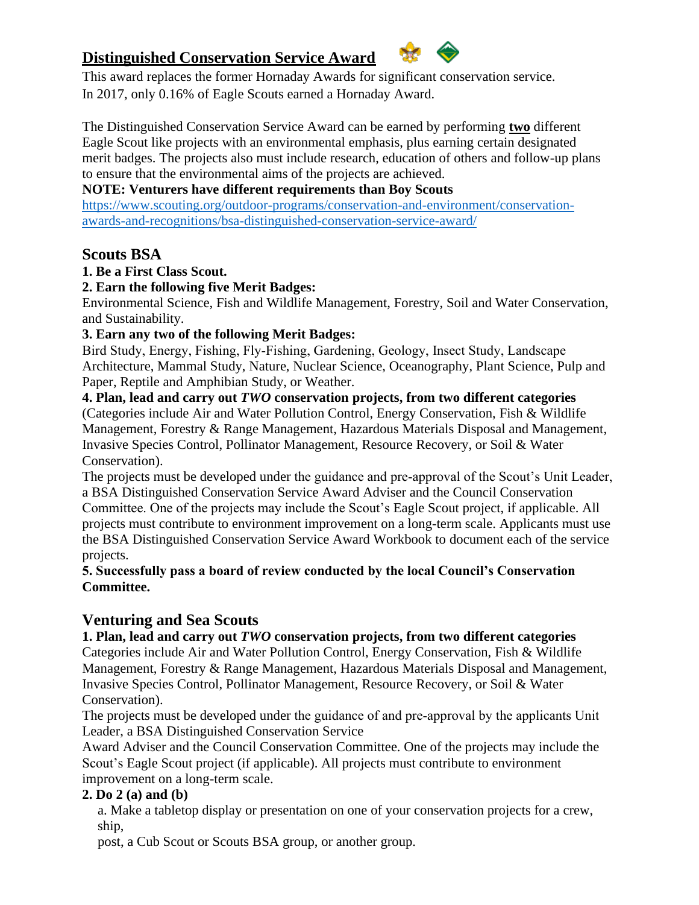## Distinguished Conservation Service Award

This award replaces the former Hornaday Awards for significant conservation service. In 2017, only 0.16% of Eagle Scouts earned a Hornaday Award.

The Distinguished Conservation Service Award can be earned by performing **two** different Eagle Scout like projects with an environmental emphasis, plus earning certain designated merit badges. The projects also must include research, education of others and follow-up plans to ensure that the environmental aims of the projects are achieved.

**NOTE: Venturers have different requirements than Boy Scouts**

https://www.scouting.org/outdoor-programs/conservation-and-environment/conservation-awards-and-recognitions/bsa-distinguished-conservation-service-award/

### Scouts BSA

**1. Be a First Class Scout.**

**2. Earn the following five Merit Badges:**

Environmental Science, Fish and Wildlife Management, Forestry, Soil and Water Conservation, and Sustainability.

**3. Earn any two of the following Merit Badges:**

Bird Study, Energy, Fishing, Fly-Fishing, Gardening, Geology, Insect Study, Landscape Architecture, Mammal Study, Nature, Nuclear Science, Oceanography, Plant Science, Pulp and Paper, Reptile and Amphibian Study, or Weather.

**4. Plan, lead and carry out *TWO* conservation projects, from two different categories**

(Categories include Air and Water Pollution Control, Energy Conservation, Fish & Wildlife Management, Forestry & Range Management, Hazardous Materials Disposal and Management, Invasive Species Control, Pollinator Management, Resource Recovery, or Soil & Water Conservation).

The projects must be developed under the guidance and pre-approval of the Scout's Unit Leader, a BSA Distinguished Conservation Service Award Adviser and the Council Conservation Committee. One of the projects may include the Scout's Eagle Scout project, if applicable. All projects must contribute to environment improvement on a long-term scale. Applicants must use the BSA Distinguished Conservation Service Award Workbook to document each of the service projects.

**5. Successfully pass a board of review conducted by the local Council's Conservation Committee.**

### Venturing and Sea Scouts

**1. Plan, lead and carry out *TWO* conservation projects, from two different categories**

Categories include Air and Water Pollution Control, Energy Conservation, Fish & Wildlife Management, Forestry & Range Management, Hazardous Materials Disposal and Management, Invasive Species Control, Pollinator Management, Resource Recovery, or Soil & Water Conservation).

The projects must be developed under the guidance of and pre-approval by the applicants Unit Leader, a BSA Distinguished Conservation Service Award Adviser and the Council Conservation Committee. One of the projects may include the Scout's Eagle Scout project (if applicable). All projects must contribute to environment improvement on a long-term scale.

**2. Do 2 (a) and (b)**

a. Make a tabletop display or presentation on one of your conservation projects for a crew, ship, post, a Cub Scout or Scouts BSA group, or another group.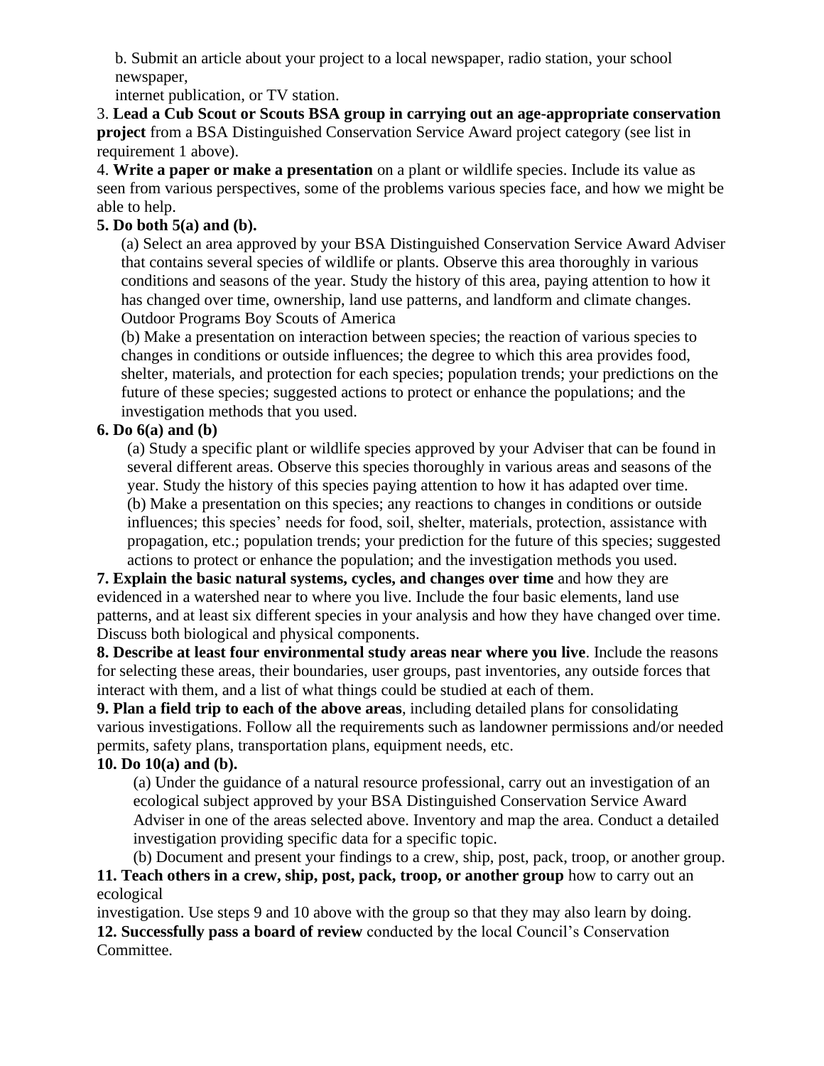b. Submit an article about your project to a local newspaper, radio station, your school newspaper,
internet publication, or TV station.

3. **Lead a Cub Scout or Scouts BSA group in carrying out an age-appropriate conservation project** from a BSA Distinguished Conservation Service Award project category (see list in requirement 1 above).

4. **Write a paper or make a presentation** on a plant or wildlife species. Include its value as seen from various perspectives, some of the problems various species face, and how we might be able to help.

**5. Do both 5(a) and (b).**

(a) Select an area approved by your BSA Distinguished Conservation Service Award Adviser that contains several species of wildlife or plants. Observe this area thoroughly in various conditions and seasons of the year. Study the history of this area, paying attention to how it has changed over time, ownership, land use patterns, and landform and climate changes. Outdoor Programs Boy Scouts of America

(b) Make a presentation on interaction between species; the reaction of various species to changes in conditions or outside influences; the degree to which this area provides food, shelter, materials, and protection for each species; population trends; your predictions on the future of these species; suggested actions to protect or enhance the populations; and the investigation methods that you used.

**6. Do 6(a) and (b)**

(a) Study a specific plant or wildlife species approved by your Adviser that can be found in several different areas. Observe this species thoroughly in various areas and seasons of the year. Study the history of this species paying attention to how it has adapted over time.

(b) Make a presentation on this species; any reactions to changes in conditions or outside influences; this species' needs for food, soil, shelter, materials, protection, assistance with propagation, etc.; population trends; your prediction for the future of this species; suggested actions to protect or enhance the population; and the investigation methods you used.

**7. Explain the basic natural systems, cycles, and changes over time** and how they are evidenced in a watershed near to where you live. Include the four basic elements, land use patterns, and at least six different species in your analysis and how they have changed over time. Discuss both biological and physical components.

**8. Describe at least four environmental study areas near where you live**. Include the reasons for selecting these areas, their boundaries, user groups, past inventories, any outside forces that interact with them, and a list of what things could be studied at each of them.

**9. Plan a field trip to each of the above areas**, including detailed plans for consolidating various investigations. Follow all the requirements such as landowner permissions and/or needed permits, safety plans, transportation plans, equipment needs, etc.

**10. Do 10(a) and (b).**

(a) Under the guidance of a natural resource professional, carry out an investigation of an ecological subject approved by your BSA Distinguished Conservation Service Award Adviser in one of the areas selected above. Inventory and map the area. Conduct a detailed investigation providing specific data for a specific topic.

(b) Document and present your findings to a crew, ship, post, pack, troop, or another group.

**11. Teach others in a crew, ship, post, pack, troop, or another group** how to carry out an ecological
investigation. Use steps 9 and 10 above with the group so that they may also learn by doing.

**12. Successfully pass a board of review** conducted by the local Council's Conservation Committee.